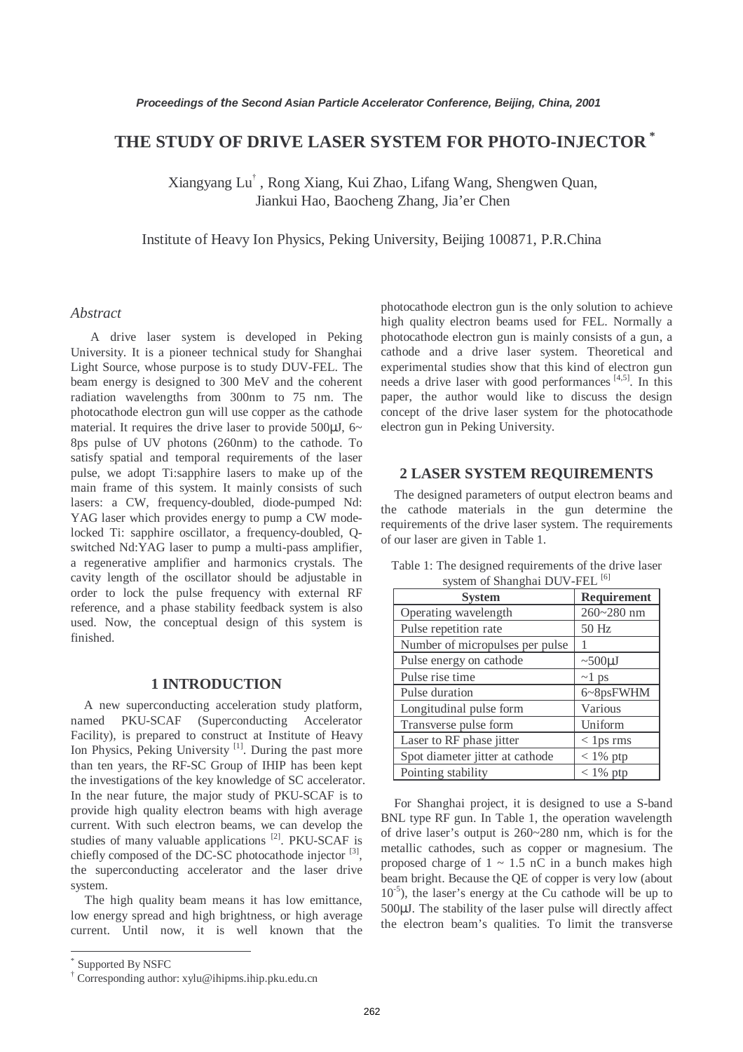# THE STUDY OF DRIVE LASER SYSTEM FOR PHOTO-INJECTOR *

Xiangyang Lu† , Rong Xiang, Kui Zhao, Lifang Wang, Shengwen Quan, Jiankui Hao, Baocheng Zhang, Jia'er Chen

Institute of Heavy Ion Physics, Peking University, Beijing 100871, P.R.China

## *Abstract*

A drive laser system is developed in Peking University. It is a pioneer technical study for Shanghai Light Source, whose purpose is to study DUV-FEL. The beam energy is designed to 300 MeV and the coherent radiation wavelengths from 300nm to 75 nm. The photocathode electron gun will use copper as the cathode material. It requires the drive laser to provide 500μJ, 6~ 8ps pulse of UV photons (260nm) to the cathode. To satisfy spatial and temporal requirements of the laser pulse, we adopt Ti:sapphire lasers to make up of the main frame of this system. It mainly consists of such lasers: a CW, frequency-doubled, diode-pumped Nd: YAG laser which provides energy to pump a CW mode-locked Ti: sapphire oscillator, a frequency-doubled, Q-switched Nd:YAG laser to pump a multi-pass amplifier, a regenerative amplifier and harmonics crystals. The cavity length of the oscillator should be adjustable in order to lock the pulse frequency with external RF reference, and a phase stability feedback system is also used. Now, the conceptual design of this system is finished.

## 1 INTRODUCTION

A new superconducting acceleration study platform, named PKU-SCAF (Superconducting Accelerator Facility), is prepared to construct at Institute of Heavy Ion Physics, Peking University [1]. During the past more than ten years, the RF-SC Group of IHIP has been kept the investigations of the key knowledge of SC accelerator. In the near future, the major study of PKU-SCAF is to provide high quality electron beams with high average current. With such electron beams, we can develop the studies of many valuable applications [2]. PKU-SCAF is chiefly composed of the DC-SC photocathode injector [3], the superconducting accelerator and the laser drive system.

The high quality beam means it has low emittance, low energy spread and high brightness, or high average current. Until now, it is well known that the photocathode electron gun is the only solution to achieve high quality electron beams used for FEL. Normally a photocathode electron gun is mainly consists of a gun, a cathode and a drive laser system. Theoretical and experimental studies show that this kind of electron gun needs a drive laser with good performances [4,5]. In this paper, the author would like to discuss the design concept of the drive laser system for the photocathode electron gun in Peking University.

## 2 LASER SYSTEM REQUIREMENTS

The designed parameters of output electron beams and the cathode materials in the gun determine the requirements of the drive laser system. The requirements of our laser are given in Table 1.

Table 1: The designed requirements of the drive laser system of Shanghai DUV-FEL [6]

| System | Requirement |
|---|---|
| Operating wavelength | 260~280 nm |
| Pulse repetition rate | 50 Hz |
| Number of micropulses per pulse | 1 |
| Pulse energy on cathode | ~500μJ |
| Pulse rise time | ~1 ps |
| Pulse duration | 6~8psFWHM |
| Longitudinal pulse form | Various |
| Transverse pulse form | Uniform |
| Laser to RF phase jitter | < 1ps rms |
| Spot diameter jitter at cathode | < 1% ptp |
| Pointing stability | < 1% ptp |

For Shanghai project, it is designed to use a S-band BNL type RF gun. In Table 1, the operation wavelength of drive laser's output is 260~280 nm, which is for the metallic cathodes, such as copper or magnesium. The proposed charge of 1 ~ 1.5 nC in a bunch makes high beam bright. Because the QE of copper is very low (about $10^{-5}$), the laser's energy at the Cu cathode will be up to 500μJ. The stability of the laser pulse will directly affect the electron beam's qualities. To limit the transverse

* Supported By NSFC

† Corresponding author: xylu@ihipms.ihip.pku.edu.cn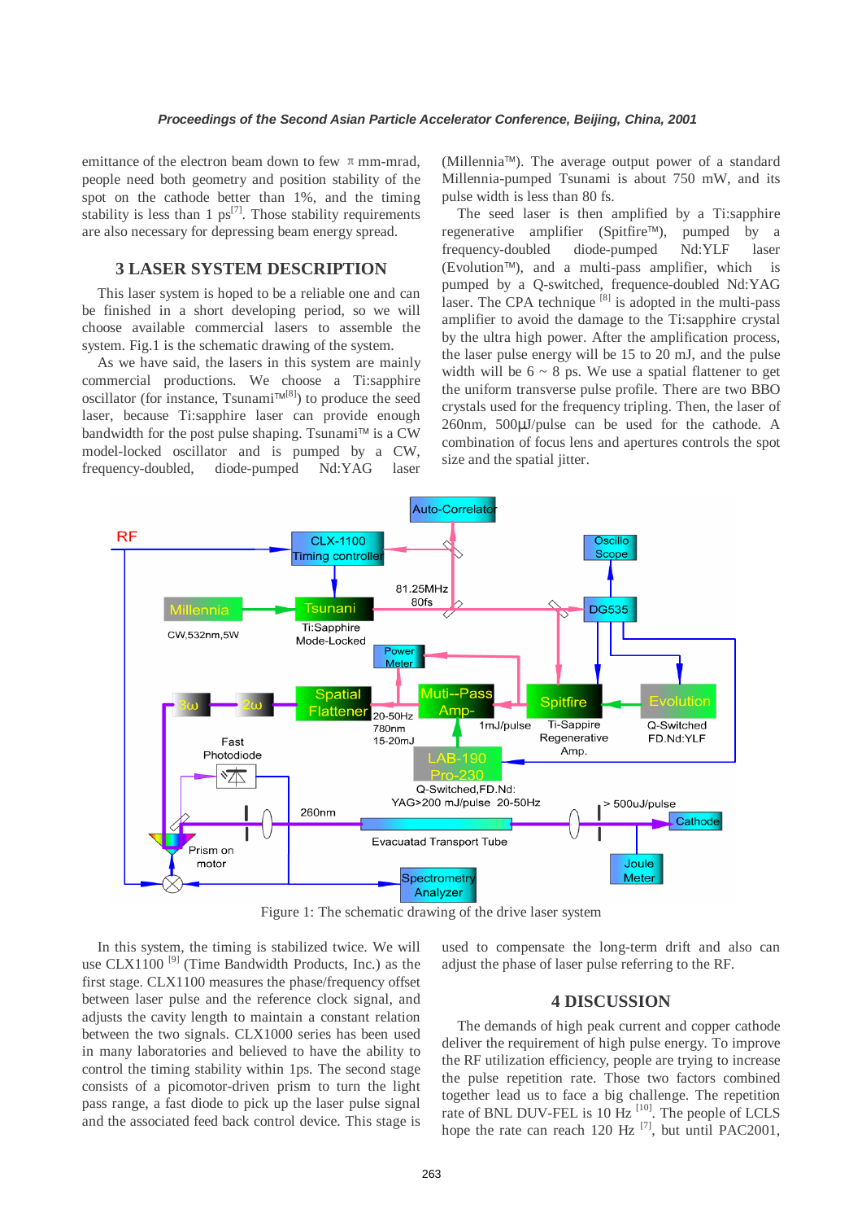emittance of the electron beam down to few π mm-mrad, people need both geometry and position stability of the spot on the cathode better than 1%, and the timing stability is less than 1 ps[7]. Those stability requirements are also necessary for depressing beam energy spread.

## 3 LASER SYSTEM DESCRIPTION

This laser system is hoped to be a reliable one and can be finished in a short developing period, so we will choose available commercial lasers to assemble the system. Fig.1 is the schematic drawing of the system.

As we have said, the lasers in this system are mainly commercial productions. We choose a Ti:sapphire oscillator (for instance, Tsunami™[8]) to produce the seed laser, because Ti:sapphire laser can provide enough bandwidth for the post pulse shaping. Tsunami™ is a CW model-locked oscillator and is pumped by a CW, frequency-doubled, diode-pumped Nd:YAG laser (Millennia™). The average output power of a standard Millennia-pumped Tsunami is about 750 mW, and its pulse width is less than 80 fs.

The seed laser is then amplified by a Ti:sapphire regenerative amplifier (Spitfire™), pumped by a frequency-doubled diode-pumped Nd:YLF laser (Evolution™), and a multi-pass amplifier, which is pumped by a Q-switched, frequence-doubled Nd:YAG laser. The CPA technique [8] is adopted in the multi-pass amplifier to avoid the damage to the Ti:sapphire crystal by the ultra high power. After the amplification process, the laser pulse energy will be 15 to 20 mJ, and the pulse width will be 6 ~ 8 ps. We use a spatial flattener to get the uniform transverse pulse profile. There are two BBO crystals used for the frequency tripling. Then, the laser of 260nm, 500μJ/pulse can be used for the cathode. A combination of focus lens and apertures controls the spot size and the spatial jitter.

Figure 1: The schematic drawing of the drive laser system

In this system, the timing is stabilized twice. We will use CLX1100 [9] (Time Bandwidth Products, Inc.) as the first stage. CLX1100 measures the phase/frequency offset between laser pulse and the reference clock signal, and adjusts the cavity length to maintain a constant relation between the two signals. CLX1000 series has been used in many laboratories and believed to have the ability to control the timing stability within 1ps. The second stage consists of a picomotor-driven prism to turn the light pass range, a fast diode to pick up the laser pulse signal and the associated feed back control device. This stage is used to compensate the long-term drift and also can adjust the phase of laser pulse referring to the RF.

## 4 DISCUSSION

The demands of high peak current and copper cathode deliver the requirement of high pulse energy. To improve the RF utilization efficiency, people are trying to increase the pulse repetition rate. Those two factors combined together lead us to face a big challenge. The repetition rate of BNL DUV-FEL is 10 Hz [10]. The people of LCLS hope the rate can reach 120 Hz [7], but until PAC2001,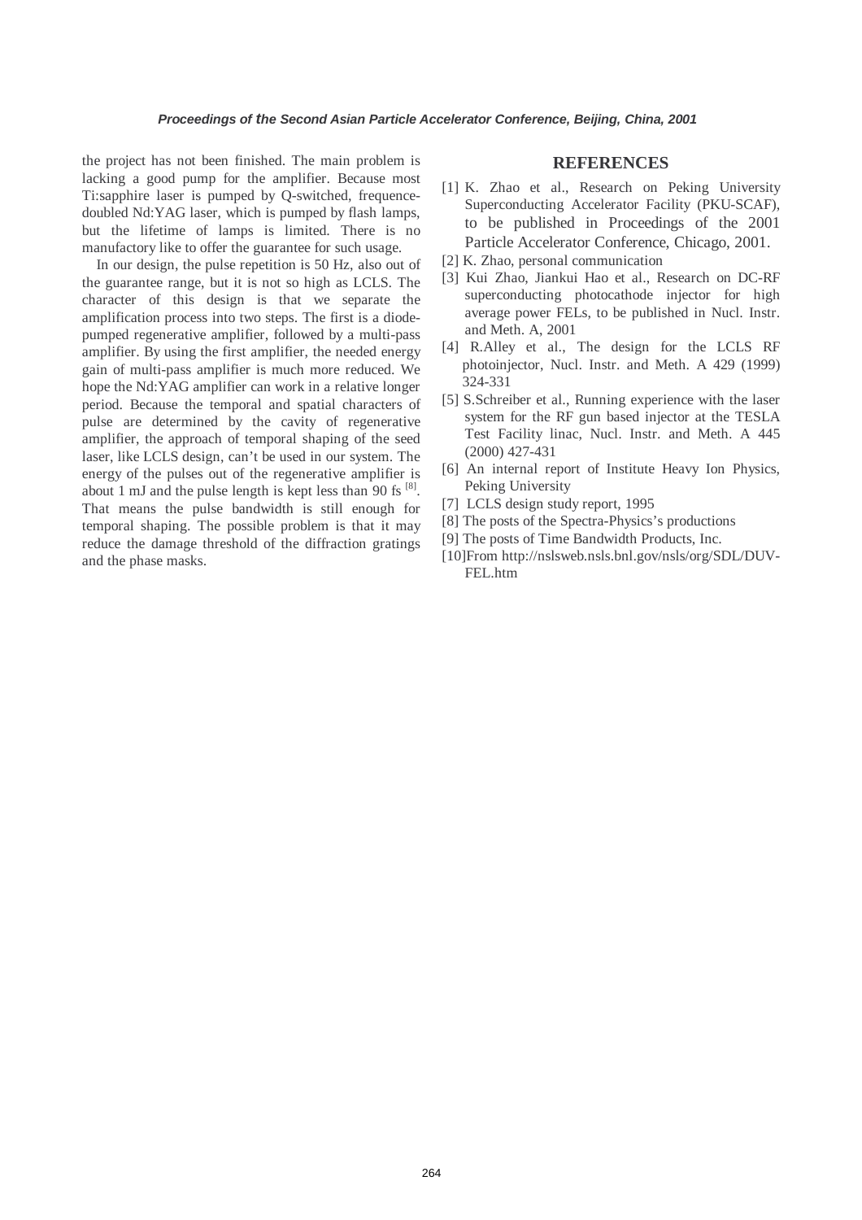the project has not been finished. The main problem is lacking a good pump for the amplifier. Because most Ti:sapphire laser is pumped by Q-switched, frequence-doubled Nd:YAG laser, which is pumped by flash lamps, but the lifetime of lamps is limited. There is no manufactory like to offer the guarantee for such usage.

In our design, the pulse repetition is 50 Hz, also out of the guarantee range, but it is not so high as LCLS. The character of this design is that we separate the amplification process into two steps. The first is a diode-pumped regenerative amplifier, followed by a multi-pass amplifier. By using the first amplifier, the needed energy gain of multi-pass amplifier is much more reduced. We hope the Nd:YAG amplifier can work in a relative longer period. Because the temporal and spatial characters of pulse are determined by the cavity of regenerative amplifier, the approach of temporal shaping of the seed laser, like LCLS design, can't be used in our system. The energy of the pulses out of the regenerative amplifier is about 1 mJ and the pulse length is kept less than 90 fs [8]. That means the pulse bandwidth is still enough for temporal shaping. The possible problem is that it may reduce the damage threshold of the diffraction gratings and the phase masks.

## REFERENCES

[1] K. Zhao et al., Research on Peking University Superconducting Accelerator Facility (PKU-SCAF), to be published in Proceedings of the 2001 Particle Accelerator Conference, Chicago, 2001.

[2] K. Zhao, personal communication

[3] Kui Zhao, Jiankui Hao et al., Research on DC-RF superconducting photocathode injector for high average power FELs, to be published in Nucl. Instr. and Meth. A, 2001

[4] R.Alley et al., The design for the LCLS RF photoinjector, Nucl. Instr. and Meth. A 429 (1999) 324-331

[5] S.Schreiber et al., Running experience with the laser system for the RF gun based injector at the TESLA Test Facility linac, Nucl. Instr. and Meth. A 445 (2000) 427-431

[6] An internal report of Institute Heavy Ion Physics, Peking University

[7] LCLS design study report, 1995

[8] The posts of the Spectra-Physics's productions

[9] The posts of Time Bandwidth Products, Inc.

[10]From http://nslsweb.nsls.bnl.gov/nsls/org/SDL/DUV-FEL.htm